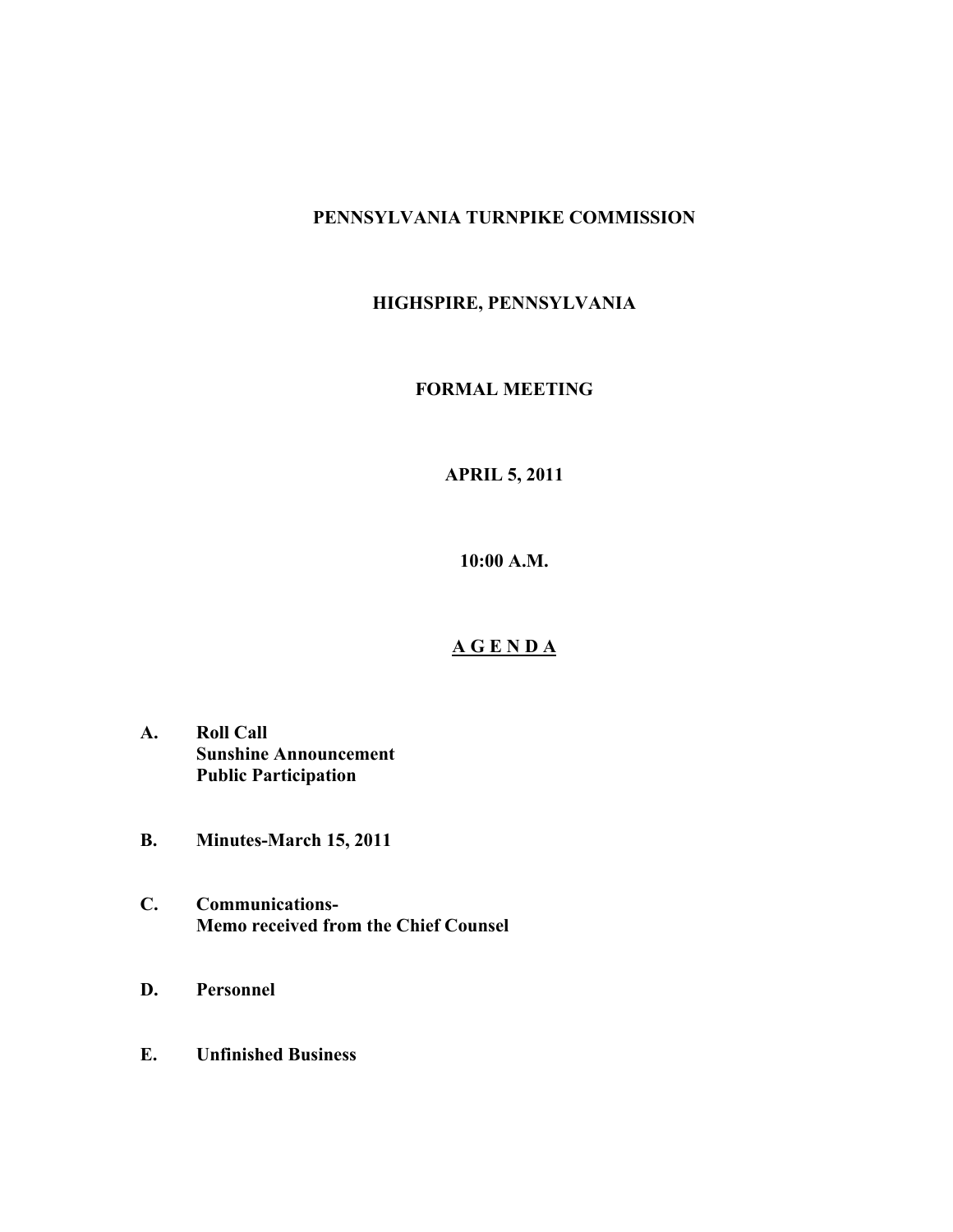**PENNSYLVANIA TURNPIKE COMMISSION**

**HIGHSPIRE, PENNSYLVANIA**

**FORMAL MEETING**

**APRIL 5, 2011**

**10:00 A.M.**

# A G E N D A

**A.** **Roll Call**
**Sunshine Announcement**
**Public Participation**

**B.** **Minutes-March 15, 2011**

**C.** **Communications-**
**Memo received from the Chief Counsel**

**D.** **Personnel**

**E.** **Unfinished Business**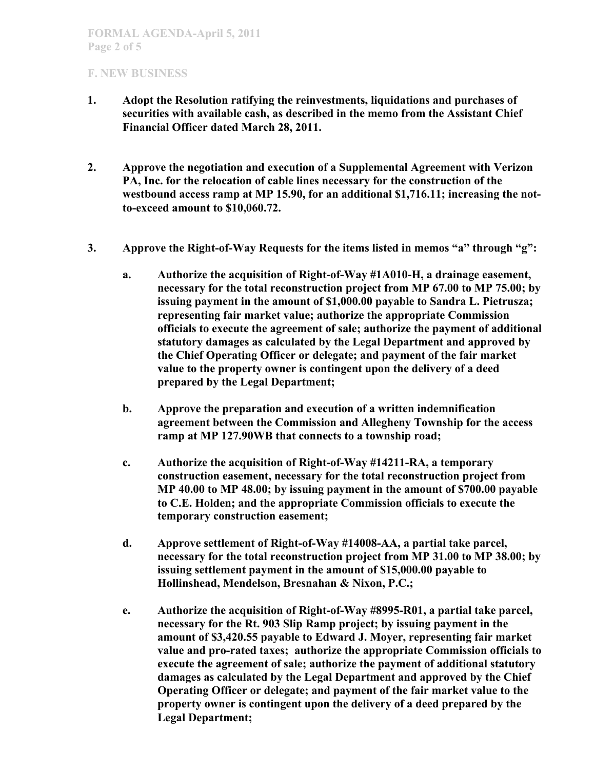## F. NEW BUSINESS

1. **Adopt the Resolution ratifying the reinvestments, liquidations and purchases of securities with available cash, as described in the memo from the Assistant Chief Financial Officer dated March 28, 2011.**

2. **Approve the negotiation and execution of a Supplemental Agreement with Verizon PA, Inc. for the relocation of cable lines necessary for the construction of the westbound access ramp at MP 15.90, for an additional $1,716.11; increasing the not-to-exceed amount to $10,060.72.**

3. **Approve the Right-of-Way Requests for the items listed in memos "a" through "g":**

   a. **Authorize the acquisition of Right-of-Way #1A010-H, a drainage easement, necessary for the total reconstruction project from MP 67.00 to MP 75.00; by issuing payment in the amount of $1,000.00 payable to Sandra L. Pietrusza; representing fair market value; authorize the appropriate Commission officials to execute the agreement of sale; authorize the payment of additional statutory damages as calculated by the Legal Department and approved by the Chief Operating Officer or delegate; and payment of the fair market value to the property owner is contingent upon the delivery of a deed prepared by the Legal Department;**

   b. **Approve the preparation and execution of a written indemnification agreement between the Commission and Allegheny Township for the access ramp at MP 127.90WB that connects to a township road;**

   c. **Authorize the acquisition of Right-of-Way #14211-RA, a temporary construction easement, necessary for the total reconstruction project from MP 40.00 to MP 48.00; by issuing payment in the amount of $700.00 payable to C.E. Holden; and the appropriate Commission officials to execute the temporary construction easement;**

   d. **Approve settlement of Right-of-Way #14008-AA, a partial take parcel, necessary for the total reconstruction project from MP 31.00 to MP 38.00; by issuing settlement payment in the amount of $15,000.00 payable to Hollinshead, Mendelson, Bresnahan & Nixon, P.C.;**

   e. **Authorize the acquisition of Right-of-Way #8995-R01, a partial take parcel, necessary for the Rt. 903 Slip Ramp project; by issuing payment in the amount of $3,420.55 payable to Edward J. Moyer, representing fair market value and pro-rated taxes; authorize the appropriate Commission officials to execute the agreement of sale; authorize the payment of additional statutory damages as calculated by the Legal Department and approved by the Chief Operating Officer or delegate; and payment of the fair market value to the property owner is contingent upon the delivery of a deed prepared by the Legal Department;**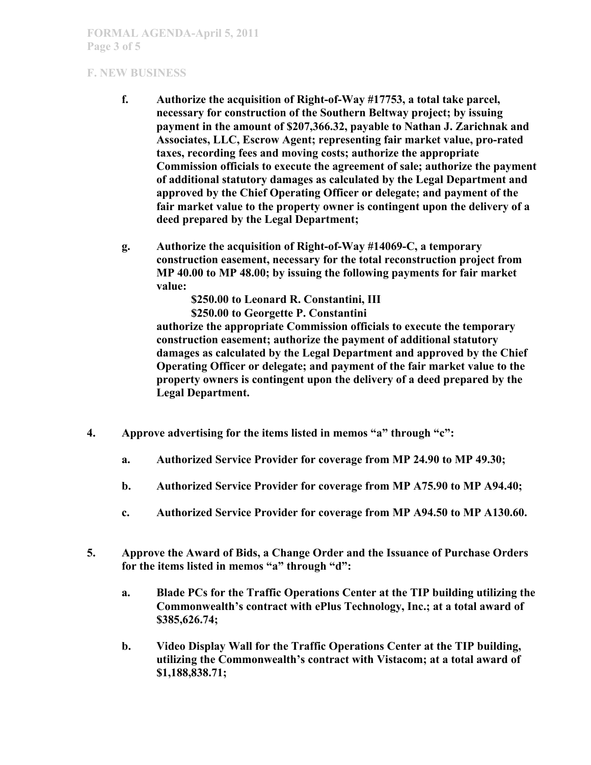## F. NEW BUSINESS

f. **Authorize the acquisition of Right-of-Way #17753, a total take parcel, necessary for construction of the Southern Beltway project; by issuing payment in the amount of $207,366.32, payable to Nathan J. Zarichnak and Associates, LLC, Escrow Agent; representing fair market value, pro-rated taxes, recording fees and moving costs; authorize the appropriate Commission officials to execute the agreement of sale; authorize the payment of additional statutory damages as calculated by the Legal Department and approved by the Chief Operating Officer or delegate; and payment of the fair market value to the property owner is contingent upon the delivery of a deed prepared by the Legal Department;**

g. **Authorize the acquisition of Right-of-Way #14069-C, a temporary construction easement, necessary for the total reconstruction project from MP 40.00 to MP 48.00; by issuing the following payments for fair market value:**

   **$250.00 to Leonard R. Constantini, III**
   **$250.00 to Georgette P. Constantini**

   **authorize the appropriate Commission officials to execute the temporary construction easement; authorize the payment of additional statutory damages as calculated by the Legal Department and approved by the Chief Operating Officer or delegate; and payment of the fair market value to the property owners is contingent upon the delivery of a deed prepared by the Legal Department.**

4. **Approve advertising for the items listed in memos "a" through "c":**

   a. **Authorized Service Provider for coverage from MP 24.90 to MP 49.30;**

   b. **Authorized Service Provider for coverage from MP A75.90 to MP A94.40;**

   c. **Authorized Service Provider for coverage from MP A94.50 to MP A130.60.**

5. **Approve the Award of Bids, a Change Order and the Issuance of Purchase Orders for the items listed in memos "a" through "d":**

   a. **Blade PCs for the Traffic Operations Center at the TIP building utilizing the Commonwealth's contract with ePlus Technology, Inc.; at a total award of $385,626.74;**

   b. **Video Display Wall for the Traffic Operations Center at the TIP building, utilizing the Commonwealth's contract with Vistacom; at a total award of $1,188,838.71;**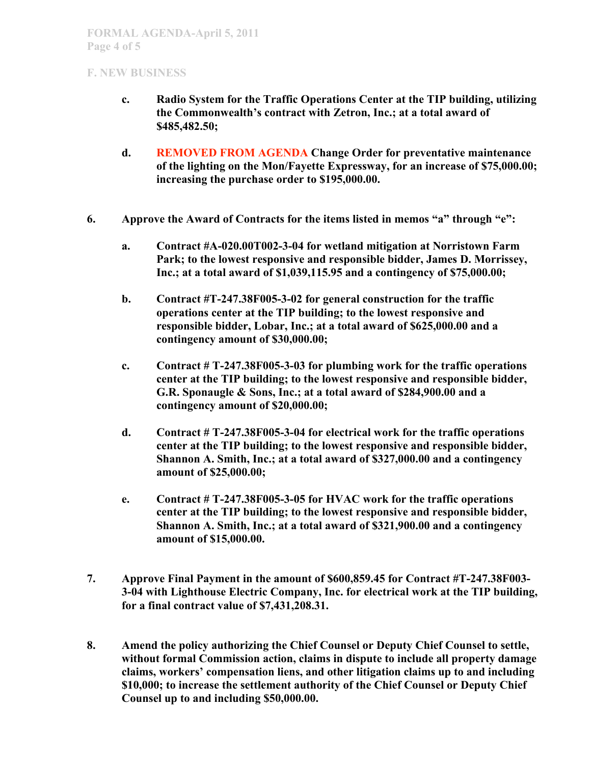## F. NEW BUSINESS

**c. Radio System for the Traffic Operations Center at the TIP building, utilizing the Commonwealth's contract with Zetron, Inc.; at a total award of $485,482.50;**

**d. REMOVED FROM AGENDA Change Order for preventative maintenance of the lighting on the Mon/Fayette Expressway, for an increase of $75,000.00; increasing the purchase order to $195,000.00.**

**6. Approve the Award of Contracts for the items listed in memos "a" through "e":**

**a. Contract #A-020.00T002-3-04 for wetland mitigation at Norristown Farm Park; to the lowest responsive and responsible bidder, James D. Morrissey, Inc.; at a total award of $1,039,115.95 and a contingency of $75,000.00;**

**b. Contract #T-247.38F005-3-02 for general construction for the traffic operations center at the TIP building; to the lowest responsive and responsible bidder, Lobar, Inc.; at a total award of $625,000.00 and a contingency amount of $30,000.00;**

**c. Contract # T-247.38F005-3-03 for plumbing work for the traffic operations center at the TIP building; to the lowest responsive and responsible bidder, G.R. Sponaugle & Sons, Inc.; at a total award of $284,900.00 and a contingency amount of $20,000.00;**

**d. Contract # T-247.38F005-3-04 for electrical work for the traffic operations center at the TIP building; to the lowest responsive and responsible bidder, Shannon A. Smith, Inc.; at a total award of $327,000.00 and a contingency amount of $25,000.00;**

**e. Contract # T-247.38F005-3-05 for HVAC work for the traffic operations center at the TIP building; to the lowest responsive and responsible bidder, Shannon A. Smith, Inc.; at a total award of $321,900.00 and a contingency amount of $15,000.00.**

**7. Approve Final Payment in the amount of $600,859.45 for Contract #T-247.38F003-3-04 with Lighthouse Electric Company, Inc. for electrical work at the TIP building, for a final contract value of $7,431,208.31.**

**8. Amend the policy authorizing the Chief Counsel or Deputy Chief Counsel to settle, without formal Commission action, claims in dispute to include all property damage claims, workers' compensation liens, and other litigation claims up to and including $10,000; to increase the settlement authority of the Chief Counsel or Deputy Chief Counsel up to and including $50,000.00.**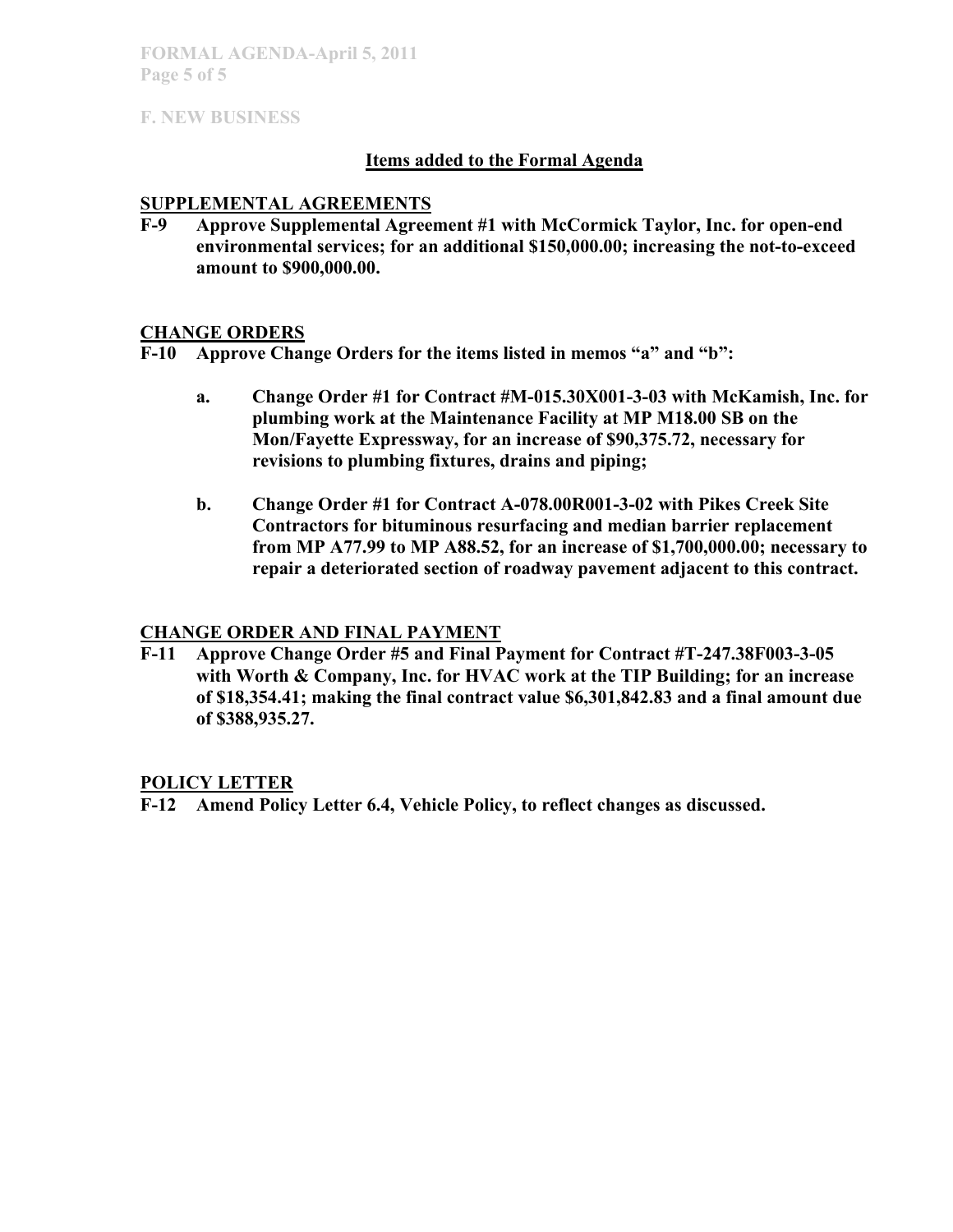## F. NEW BUSINESS

### Items added to the Formal Agenda

#### SUPPLEMENTAL AGREEMENTS

**F-9 Approve Supplemental Agreement #1 with McCormick Taylor, Inc. for open-end environmental services; for an additional $150,000.00; increasing the not-to-exceed amount to $900,000.00.**

#### CHANGE ORDERS

**F-10 Approve Change Orders for the items listed in memos "a" and "b":**

- **a. Change Order #1 for Contract #M-015.30X001-3-03 with McKamish, Inc. for plumbing work at the Maintenance Facility at MP M18.00 SB on the Mon/Fayette Expressway, for an increase of $90,375.72, necessary for revisions to plumbing fixtures, drains and piping;**

- **b. Change Order #1 for Contract A-078.00R001-3-02 with Pikes Creek Site Contractors for bituminous resurfacing and median barrier replacement from MP A77.99 to MP A88.52, for an increase of $1,700,000.00; necessary to repair a deteriorated section of roadway pavement adjacent to this contract.**

#### CHANGE ORDER AND FINAL PAYMENT

**F-11 Approve Change Order #5 and Final Payment for Contract #T-247.38F003-3-05 with Worth & Company, Inc. for HVAC work at the TIP Building; for an increase of $18,354.41; making the final contract value $6,301,842.83 and a final amount due of $388,935.27.**

#### POLICY LETTER

**F-12 Amend Policy Letter 6.4, Vehicle Policy, to reflect changes as discussed.**